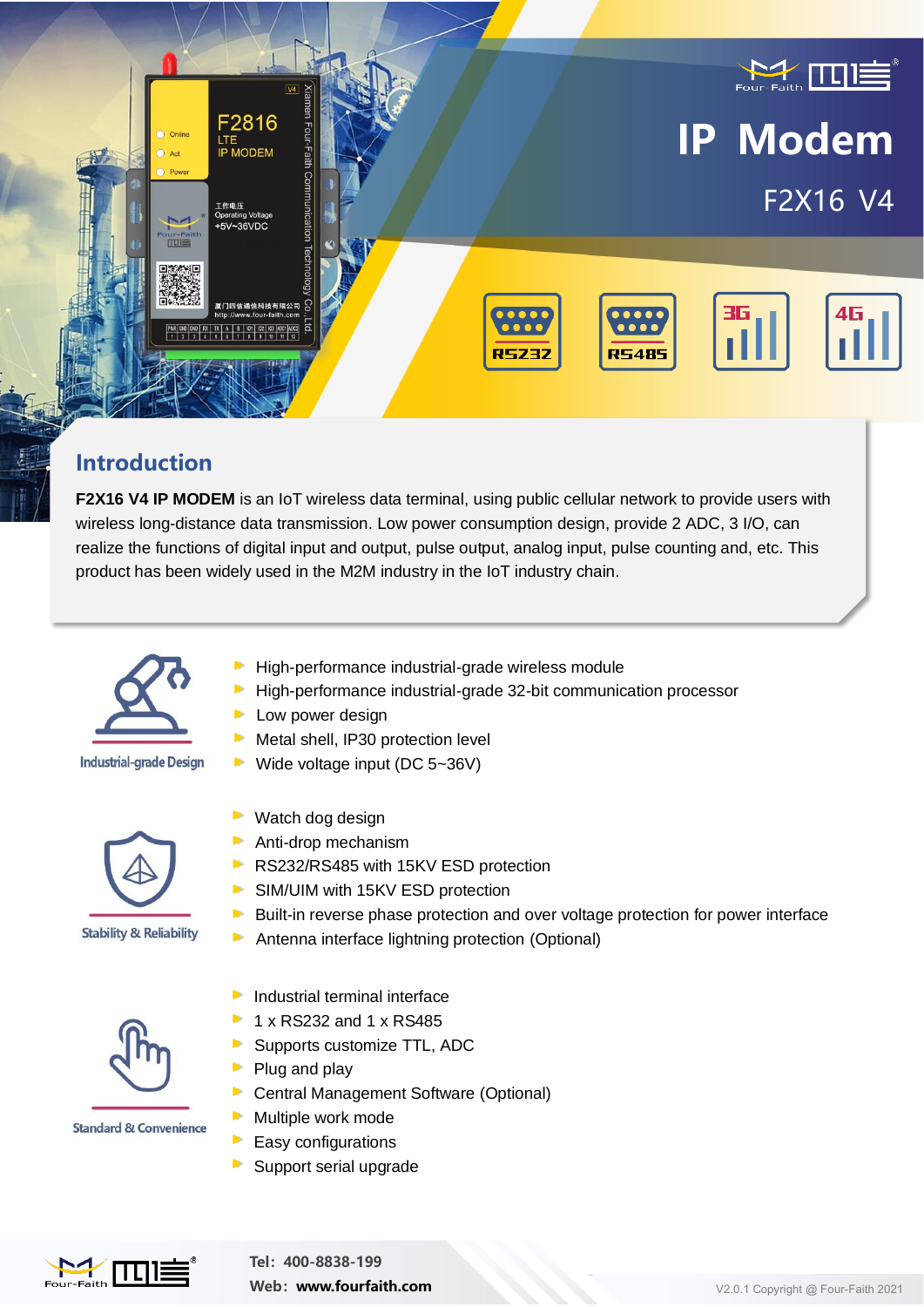# IP Modem

## F2X16 V4

RS232 RS485 3G 4G

## Introduction

**F2X16 V4 IP MODEM** is an IoT wireless data terminal, using public cellular network to provide users with wireless long-distance data transmission. Low power consumption design, provide 2 ADC, 3 I/O, can realize the functions of digital input and output, pulse output, analog input, pulse counting and, etc. This product has been widely used in the M2M industry in the IoT industry chain.

### Industrial-grade Design

- High-performance industrial-grade wireless module
- High-performance industrial-grade 32-bit communication processor
- Low power design
- Metal shell, IP30 protection level
- Wide voltage input (DC 5~36V)

### Stability & Reliability

- Watch dog design
- Anti-drop mechanism
- RS232/RS485 with 15KV ESD protection
- SIM/UIM with 15KV ESD protection
- Built-in reverse phase protection and over voltage protection for power interface
- Antenna interface lightning protection (Optional)

### Standard & Convenience

- Industrial terminal interface
- 1 x RS232 and 1 x RS485
- Supports customize TTL, ADC
- Plug and play
- Central Management Software (Optional)
- Multiple work mode
- Easy configurations
- Support serial upgrade

Tel：400-8838-199

Web：www.fourfaith.com

V2.0.1 Copyright @ Four-Faith 2021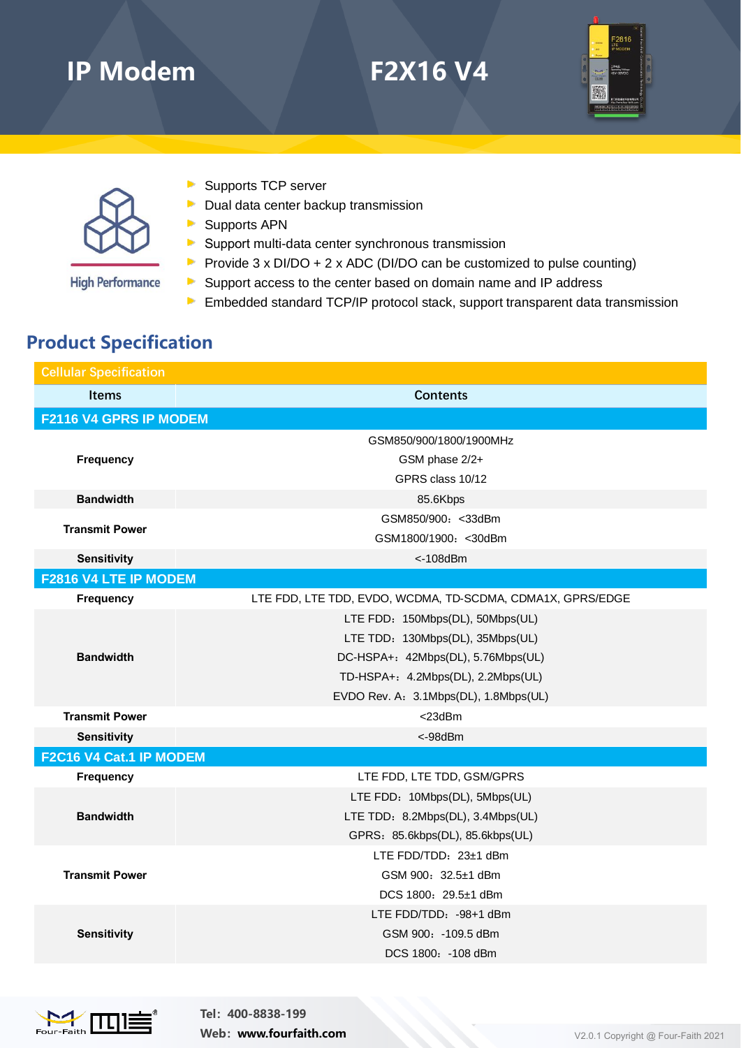# IP Modem F2X16 V4

High Performance

- Supports TCP server
- Dual data center backup transmission
- Supports APN
- Support multi-data center synchronous transmission
- Provide 3 x DI/DO + 2 x ADC (DI/DO can be customized to pulse counting)
- Support access to the center based on domain name and IP address
- Embedded standard TCP/IP protocol stack, support transparent data transmission

## Product Specification

| Cellular Specification | |
|---|---|
| **Items** | **Contents** |
| **F2116 V4 GPRS IP MODEM** | |
| **Frequency** | GSM850/900/1800/1900MHz<br>GSM phase 2/2+<br>GPRS class 10/12 |
| **Bandwidth** | 85.6Kbps |
| **Transmit Power** | GSM850/900：<33dBm<br>GSM1800/1900：<30dBm |
| **Sensitivity** | <-108dBm |
| **F2816 V4 LTE IP MODEM** | |
| **Frequency** | LTE FDD, LTE TDD, EVDO, WCDMA, TD-SCDMA, CDMA1X, GPRS/EDGE |
| **Bandwidth** | LTE FDD：150Mbps(DL), 50Mbps(UL)<br>LTE TDD：130Mbps(DL), 35Mbps(UL)<br>DC-HSPA+：42Mbps(DL), 5.76Mbps(UL)<br>TD-HSPA+：4.2Mbps(DL), 2.2Mbps(UL)<br>EVDO Rev. A：3.1Mbps(DL), 1.8Mbps(UL) |
| **Transmit Power** | <23dBm |
| **Sensitivity** | <-98dBm |
| **F2C16 V4 Cat.1 IP MODEM** | |
| **Frequency** | LTE FDD, LTE TDD, GSM/GPRS |
| **Bandwidth** | LTE FDD：10Mbps(DL), 5Mbps(UL)<br>LTE TDD：8.2Mbps(DL), 3.4Mbps(UL)<br>GPRS：85.6kbps(DL), 85.6kbps(UL) |
| **Transmit Power** | LTE FDD/TDD：23±1 dBm<br>GSM 900：32.5±1 dBm<br>DCS 1800：29.5±1 dBm |
| **Sensitivity** | LTE FDD/TDD：-98+1 dBm<br>GSM 900：-109.5 dBm<br>DCS 1800：-108 dBm |

Tel：400-8838-199
Web：www.fourfaith.com

V2.0.1 Copyright @ Four-Faith 2021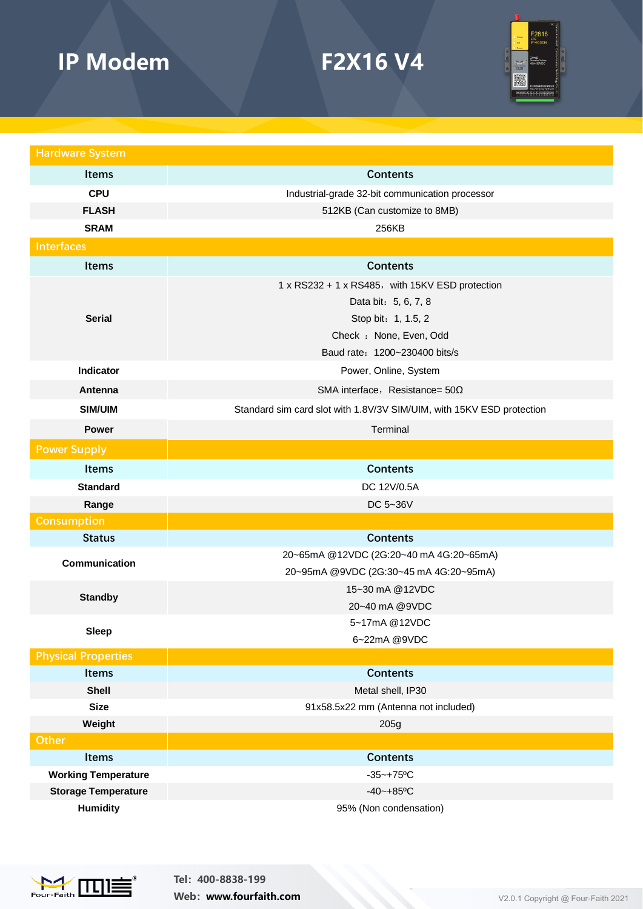# IP Modem

# F2X16 V4

## Hardware System

| Items | Contents |
| --- | --- |
| CPU | Industrial-grade 32-bit communication processor |
| FLASH | 512KB (Can customize to 8MB) |
| SRAM | 256KB |

## Interfaces

| Items | Contents |
| --- | --- |
| Serial | 1 x RS232 + 1 x RS485，with 15KV ESD protection<br>Data bit：5, 6, 7, 8<br>Stop bit：1, 1.5, 2<br>Check ：None, Even, Odd<br>Baud rate：1200~230400 bits/s |
| Indicator | Power, Online, System |
| Antenna | SMA interface，Resistance= 50Ω |
| SIM/UIM | Standard sim card slot with 1.8V/3V SIM/UIM, with 15KV ESD protection |
| Power | Terminal |

## Power Supply

| Items | Contents |
| --- | --- |
| Standard | DC 12V/0.5A |
| Range | DC 5~36V |

## Consumption

| Status | Contents |
| --- | --- |
| Communication | 20~65mA @12VDC (2G:20~40 mA 4G:20~65mA)<br>20~95mA @9VDC (2G:30~45 mA 4G:20~95mA) |
| Standby | 15~30 mA @12VDC<br>20~40 mA @9VDC |
| Sleep | 5~17mA @12VDC<br>6~22mA @9VDC |

## Physical Properties

| Items | Contents |
| --- | --- |
| Shell | Metal shell, IP30 |
| Size | 91x58.5x22 mm (Antenna not included) |
| Weight | 205g |

## Other

| Items | Contents |
| --- | --- |
| Working Temperature | -35~+75ºC |
| Storage Temperature | -40~+85ºC |
| Humidity | 95% (Non condensation) |

Tel：400-8838-199
Web：www.fourfaith.com

V2.0.1 Copyright @ Four-Faith 2021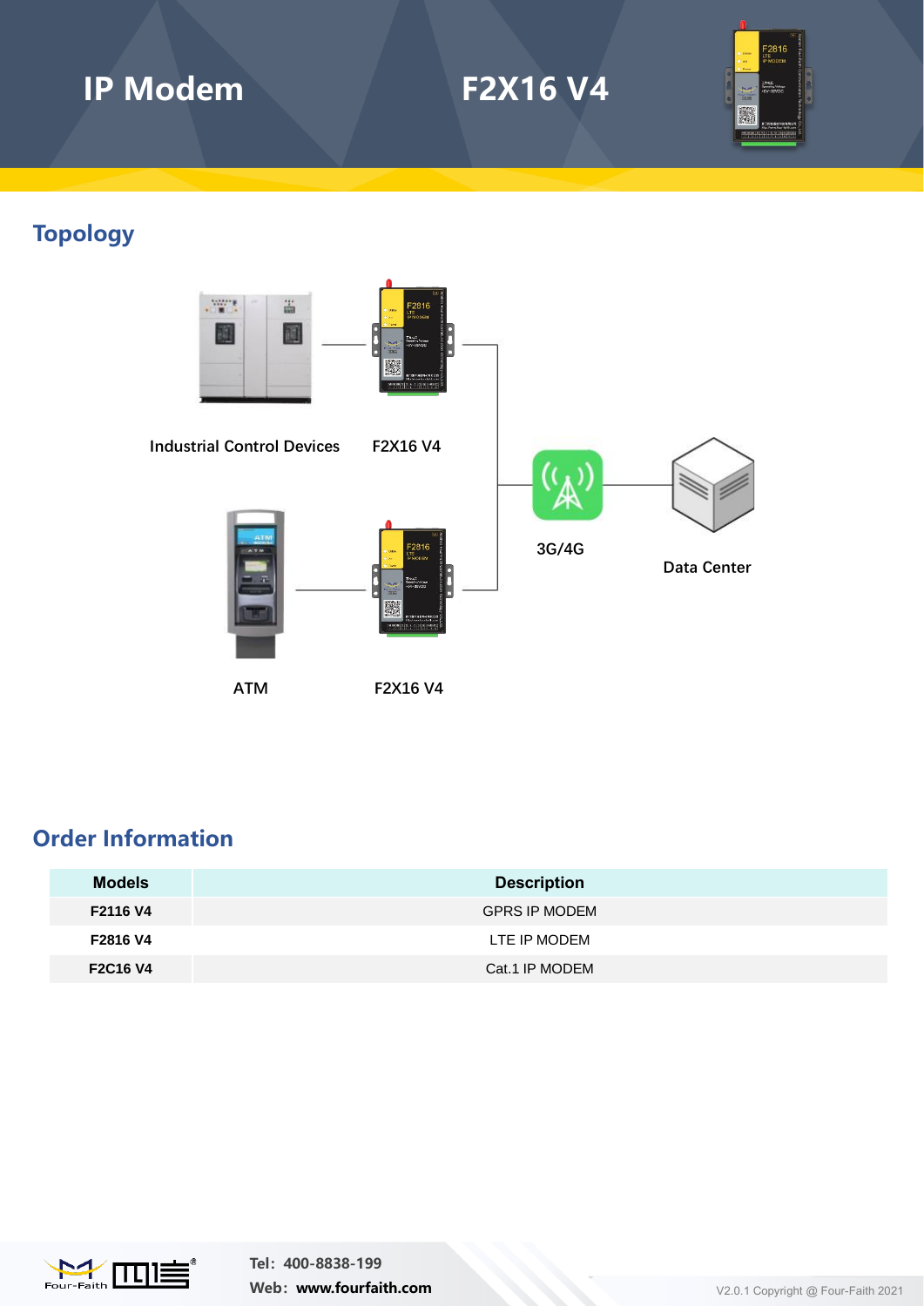# IP Modem

# F2X16 V4

## Topology

Industrial Control Devices

F2X16 V4

3G/4G

Data Center

ATM

F2X16 V4

## Order Information

| Models | Description |
|---|---|
| F2116 V4 | GPRS IP MODEM |
| F2816 V4 | LTE IP MODEM |
| F2C16 V4 | Cat.1 IP MODEM |

Tel：400-8838-199

Web：www.fourfaith.com

V2.0.1 Copyright @ Four-Faith 2021